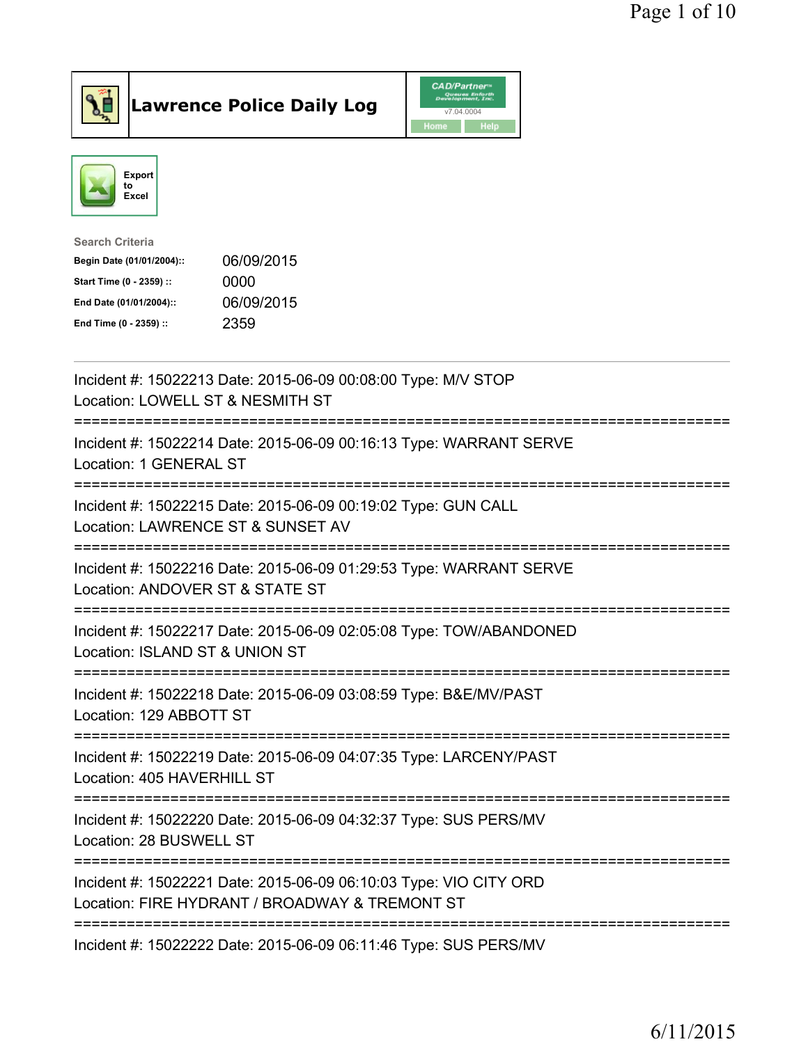# Lawrence Police Daily Log

Export to Excel

**Search Criteria**

| | |
|---|---|
| **Begin Date (01/01/2004)::** | 06/09/2015 |
| **Start Time (0 - 2359) ::** | 0000 |
| **End Date (01/01/2004)::** | 06/09/2015 |
| **End Time (0 - 2359) ::** | 2359 |

---

Incident #: 15022213 Date: 2015-06-09 00:08:00 Type: M/V STOP
Location: LOWELL ST & NESMITH ST

===========================================================================

Incident #: 15022214 Date: 2015-06-09 00:16:13 Type: WARRANT SERVE
Location: 1 GENERAL ST

===========================================================================

Incident #: 15022215 Date: 2015-06-09 00:19:02 Type: GUN CALL
Location: LAWRENCE ST & SUNSET AV

===========================================================================

Incident #: 15022216 Date: 2015-06-09 01:29:53 Type: WARRANT SERVE
Location: ANDOVER ST & STATE ST

===========================================================================

Incident #: 15022217 Date: 2015-06-09 02:05:08 Type: TOW/ABANDONED
Location: ISLAND ST & UNION ST

===========================================================================

Incident #: 15022218 Date: 2015-06-09 03:08:59 Type: B&E/MV/PAST
Location: 129 ABBOTT ST

===========================================================================

Incident #: 15022219 Date: 2015-06-09 04:07:35 Type: LARCENY/PAST
Location: 405 HAVERHILL ST

===========================================================================

Incident #: 15022220 Date: 2015-06-09 04:32:37 Type: SUS PERS/MV
Location: 28 BUSWELL ST

===========================================================================

Incident #: 15022221 Date: 2015-06-09 06:10:03 Type: VIO CITY ORD
Location: FIRE HYDRANT / BROADWAY & TREMONT ST

===========================================================================

Incident #: 15022222 Date: 2015-06-09 06:11:46 Type: SUS PERS/MV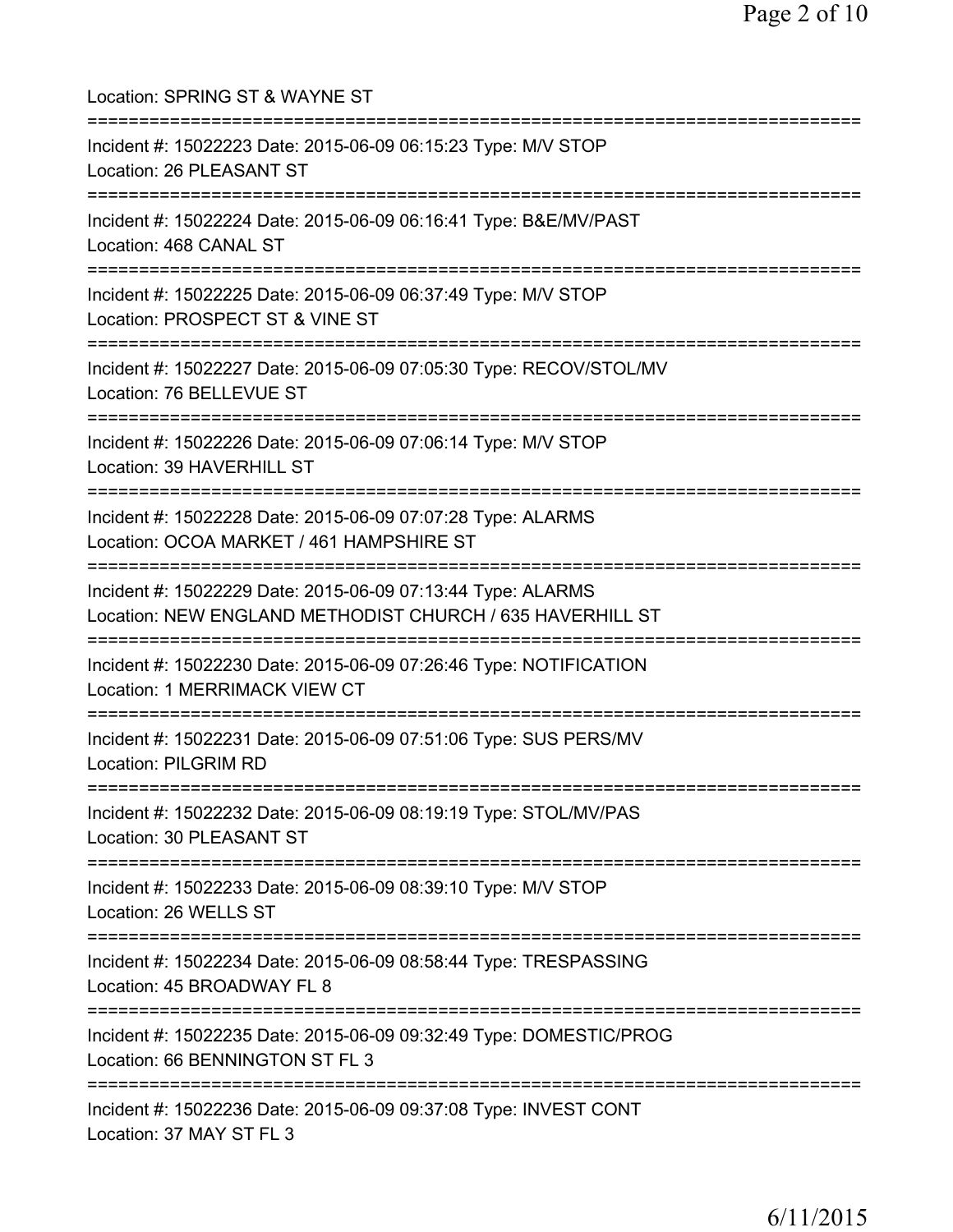Location: SPRING ST & WAYNE ST

===========================================================================

Incident #: 15022223 Date: 2015-06-09 06:15:23 Type: M/V STOP
Location: 26 PLEASANT ST

===========================================================================

Incident #: 15022224 Date: 2015-06-09 06:16:41 Type: B&E/MV/PAST
Location: 468 CANAL ST

===========================================================================

Incident #: 15022225 Date: 2015-06-09 06:37:49 Type: M/V STOP
Location: PROSPECT ST & VINE ST

===========================================================================

Incident #: 15022227 Date: 2015-06-09 07:05:30 Type: RECOV/STOL/MV
Location: 76 BELLEVUE ST

===========================================================================

Incident #: 15022226 Date: 2015-06-09 07:06:14 Type: M/V STOP
Location: 39 HAVERHILL ST

===========================================================================

Incident #: 15022228 Date: 2015-06-09 07:07:28 Type: ALARMS
Location: OCOA MARKET / 461 HAMPSHIRE ST

===========================================================================

Incident #: 15022229 Date: 2015-06-09 07:13:44 Type: ALARMS
Location: NEW ENGLAND METHODIST CHURCH / 635 HAVERHILL ST

===========================================================================

Incident #: 15022230 Date: 2015-06-09 07:26:46 Type: NOTIFICATION
Location: 1 MERRIMACK VIEW CT

===========================================================================

Incident #: 15022231 Date: 2015-06-09 07:51:06 Type: SUS PERS/MV
Location: PILGRIM RD

===========================================================================

Incident #: 15022232 Date: 2015-06-09 08:19:19 Type: STOL/MV/PAS
Location: 30 PLEASANT ST

===========================================================================

Incident #: 15022233 Date: 2015-06-09 08:39:10 Type: M/V STOP
Location: 26 WELLS ST

===========================================================================

Incident #: 15022234 Date: 2015-06-09 08:58:44 Type: TRESPASSING
Location: 45 BROADWAY FL 8

===========================================================================

Incident #: 15022235 Date: 2015-06-09 09:32:49 Type: DOMESTIC/PROG
Location: 66 BENNINGTON ST FL 3

===========================================================================

Incident #: 15022236 Date: 2015-06-09 09:37:08 Type: INVEST CONT
Location: 37 MAY ST FL 3

6/11/2015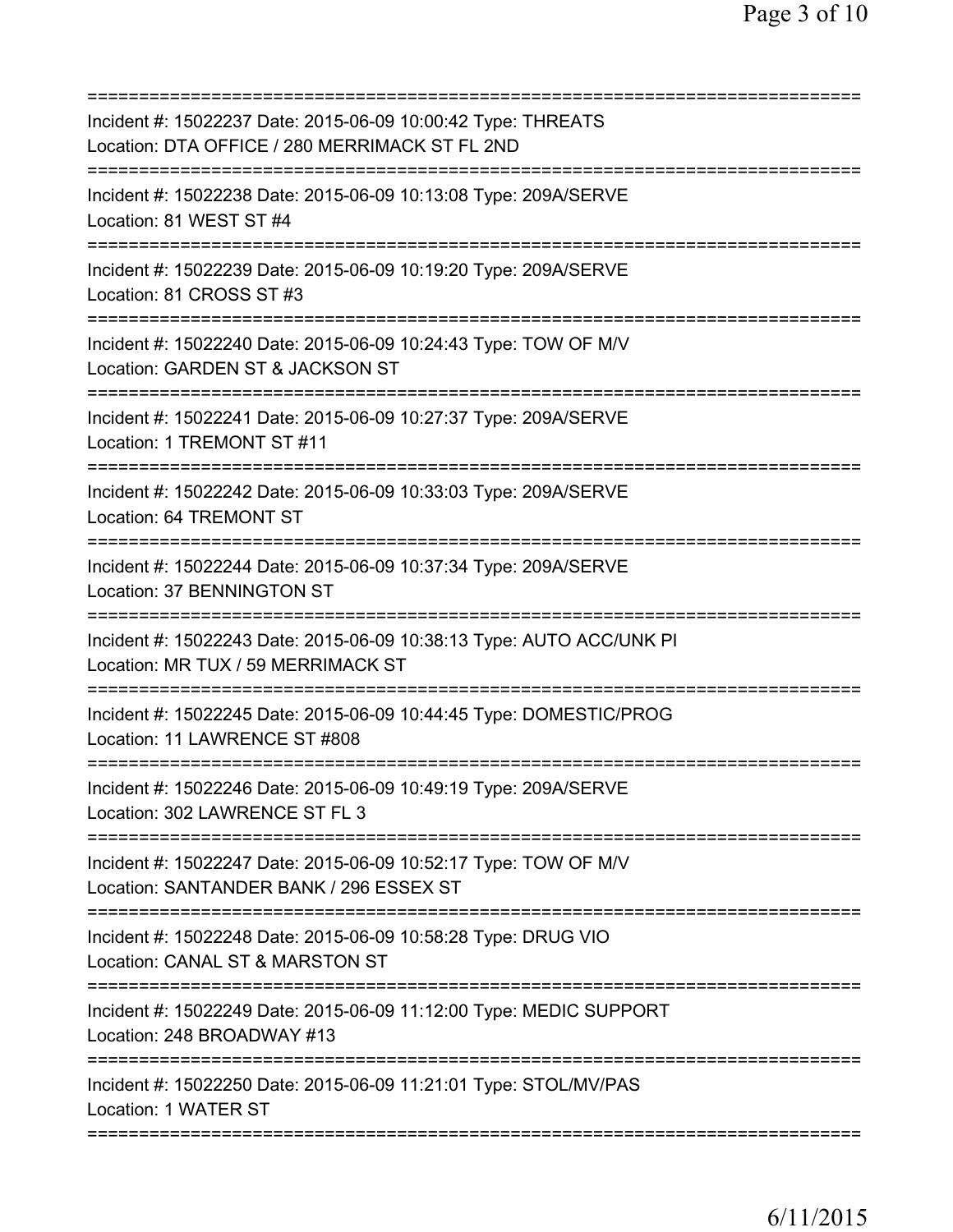===========================================================================
Incident #: 15022237 Date: 2015-06-09 10:00:42 Type: THREATS
Location: DTA OFFICE / 280 MERRIMACK ST FL 2ND
===========================================================================
Incident #: 15022238 Date: 2015-06-09 10:13:08 Type: 209A/SERVE
Location: 81 WEST ST #4
===========================================================================
Incident #: 15022239 Date: 2015-06-09 10:19:20 Type: 209A/SERVE
Location: 81 CROSS ST #3
===========================================================================
Incident #: 15022240 Date: 2015-06-09 10:24:43 Type: TOW OF M/V
Location: GARDEN ST & JACKSON ST
===========================================================================
Incident #: 15022241 Date: 2015-06-09 10:27:37 Type: 209A/SERVE
Location: 1 TREMONT ST #11
===========================================================================
Incident #: 15022242 Date: 2015-06-09 10:33:03 Type: 209A/SERVE
Location: 64 TREMONT ST
===========================================================================
Incident #: 15022244 Date: 2015-06-09 10:37:34 Type: 209A/SERVE
Location: 37 BENNINGTON ST
===========================================================================
Incident #: 15022243 Date: 2015-06-09 10:38:13 Type: AUTO ACC/UNK PI
Location: MR TUX / 59 MERRIMACK ST
===========================================================================
Incident #: 15022245 Date: 2015-06-09 10:44:45 Type: DOMESTIC/PROG
Location: 11 LAWRENCE ST #808
===========================================================================
Incident #: 15022246 Date: 2015-06-09 10:49:19 Type: 209A/SERVE
Location: 302 LAWRENCE ST FL 3
===========================================================================
Incident #: 15022247 Date: 2015-06-09 10:52:17 Type: TOW OF M/V
Location: SANTANDER BANK / 296 ESSEX ST
===========================================================================
Incident #: 15022248 Date: 2015-06-09 10:58:28 Type: DRUG VIO
Location: CANAL ST & MARSTON ST
===========================================================================
Incident #: 15022249 Date: 2015-06-09 11:12:00 Type: MEDIC SUPPORT
Location: 248 BROADWAY #13
===========================================================================
Incident #: 15022250 Date: 2015-06-09 11:21:01 Type: STOL/MV/PAS
Location: 1 WATER ST
===========================================================================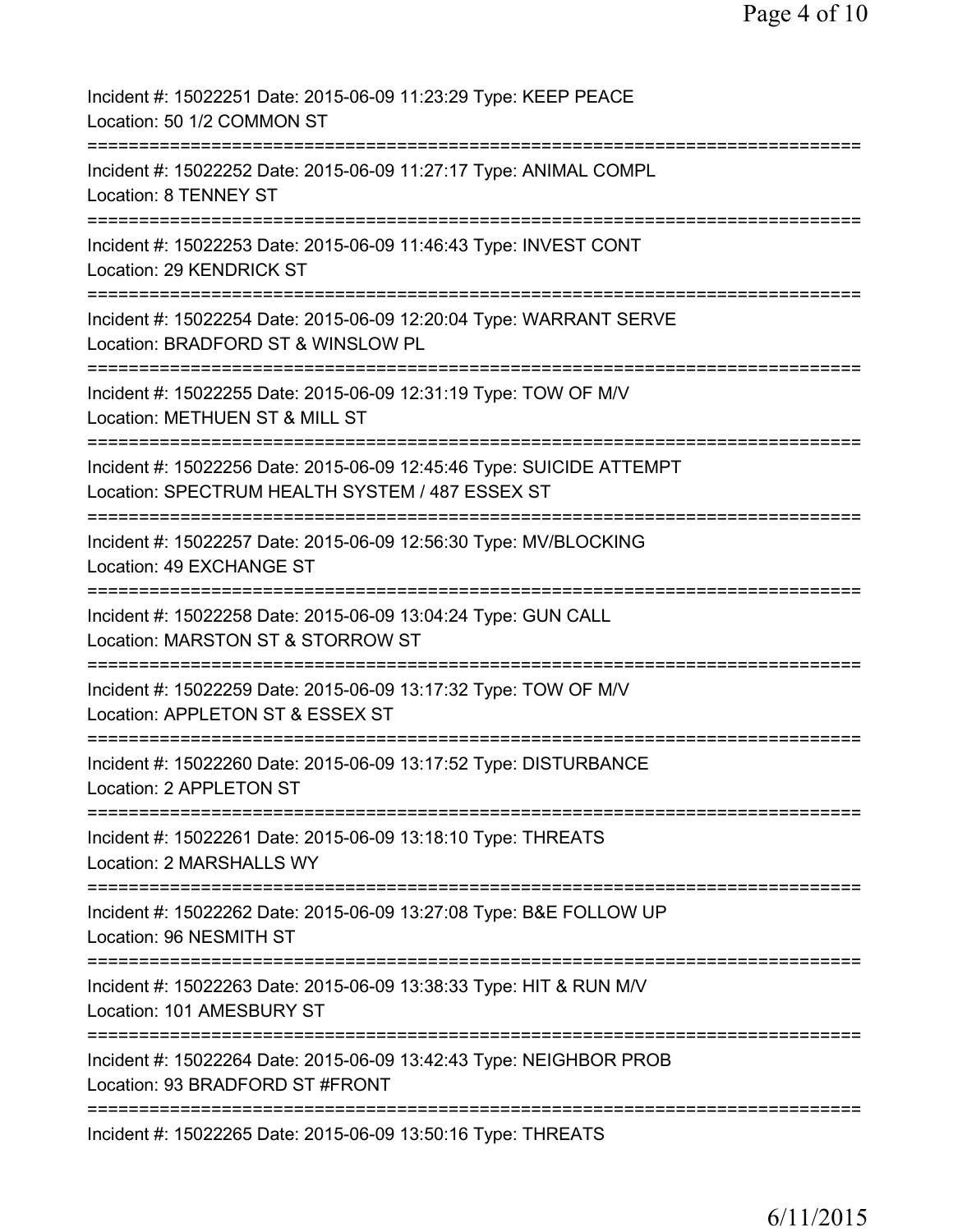Incident #: 15022251 Date: 2015-06-09 11:23:29 Type: KEEP PEACE
Location: 50 1/2 COMMON ST
===========================================================================
Incident #: 15022252 Date: 2015-06-09 11:27:17 Type: ANIMAL COMPL
Location: 8 TENNEY ST
===========================================================================
Incident #: 15022253 Date: 2015-06-09 11:46:43 Type: INVEST CONT
Location: 29 KENDRICK ST
===========================================================================
Incident #: 15022254 Date: 2015-06-09 12:20:04 Type: WARRANT SERVE
Location: BRADFORD ST & WINSLOW PL
===========================================================================
Incident #: 15022255 Date: 2015-06-09 12:31:19 Type: TOW OF M/V
Location: METHUEN ST & MILL ST
===========================================================================
Incident #: 15022256 Date: 2015-06-09 12:45:46 Type: SUICIDE ATTEMPT
Location: SPECTRUM HEALTH SYSTEM / 487 ESSEX ST
===========================================================================
Incident #: 15022257 Date: 2015-06-09 12:56:30 Type: MV/BLOCKING
Location: 49 EXCHANGE ST
===========================================================================
Incident #: 15022258 Date: 2015-06-09 13:04:24 Type: GUN CALL
Location: MARSTON ST & STORROW ST
===========================================================================
Incident #: 15022259 Date: 2015-06-09 13:17:32 Type: TOW OF M/V
Location: APPLETON ST & ESSEX ST
===========================================================================
Incident #: 15022260 Date: 2015-06-09 13:17:52 Type: DISTURBANCE
Location: 2 APPLETON ST
===========================================================================
Incident #: 15022261 Date: 2015-06-09 13:18:10 Type: THREATS
Location: 2 MARSHALLS WY
===========================================================================
Incident #: 15022262 Date: 2015-06-09 13:27:08 Type: B&E FOLLOW UP
Location: 96 NESMITH ST
===========================================================================
Incident #: 15022263 Date: 2015-06-09 13:38:33 Type: HIT & RUN M/V
Location: 101 AMESBURY ST
===========================================================================
Incident #: 15022264 Date: 2015-06-09 13:42:43 Type: NEIGHBOR PROB
Location: 93 BRADFORD ST #FRONT
===========================================================================
Incident #: 15022265 Date: 2015-06-09 13:50:16 Type: THREATS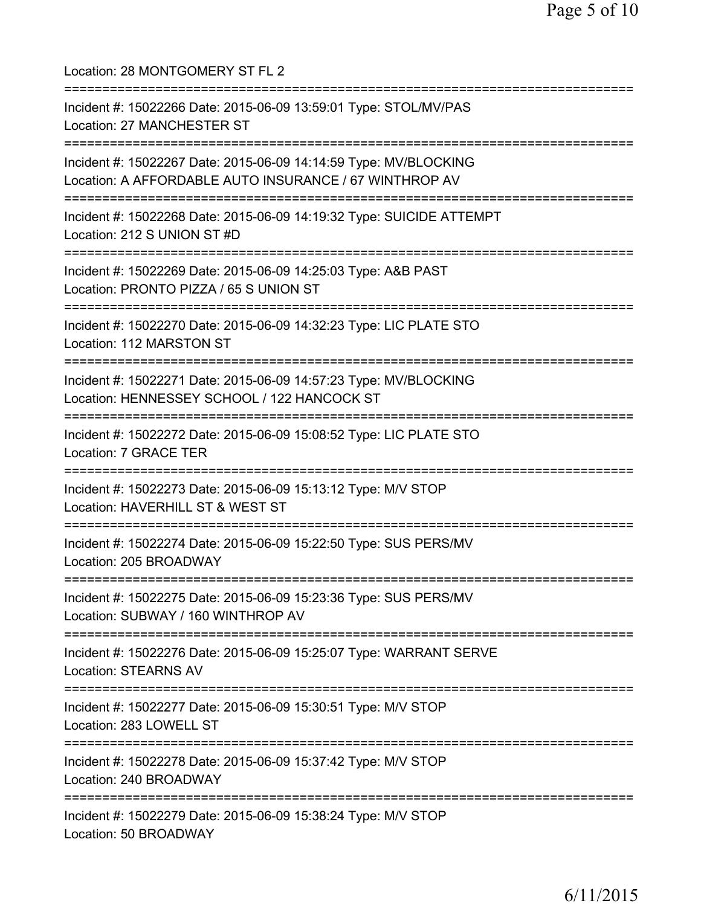Location: 28 MONTGOMERY ST FL 2

===========================================================================

Incident #: 15022266 Date: 2015-06-09 13:59:01 Type: STOL/MV/PAS
Location: 27 MANCHESTER ST

===========================================================================

Incident #: 15022267 Date: 2015-06-09 14:14:59 Type: MV/BLOCKING
Location: A AFFORDABLE AUTO INSURANCE / 67 WINTHROP AV

===========================================================================

Incident #: 15022268 Date: 2015-06-09 14:19:32 Type: SUICIDE ATTEMPT
Location: 212 S UNION ST #D

===========================================================================

Incident #: 15022269 Date: 2015-06-09 14:25:03 Type: A&B PAST
Location: PRONTO PIZZA / 65 S UNION ST

===========================================================================

Incident #: 15022270 Date: 2015-06-09 14:32:23 Type: LIC PLATE STO
Location: 112 MARSTON ST

===========================================================================

Incident #: 15022271 Date: 2015-06-09 14:57:23 Type: MV/BLOCKING
Location: HENNESSEY SCHOOL / 122 HANCOCK ST

===========================================================================

Incident #: 15022272 Date: 2015-06-09 15:08:52 Type: LIC PLATE STO
Location: 7 GRACE TER

===========================================================================

Incident #: 15022273 Date: 2015-06-09 15:13:12 Type: M/V STOP
Location: HAVERHILL ST & WEST ST

===========================================================================

Incident #: 15022274 Date: 2015-06-09 15:22:50 Type: SUS PERS/MV
Location: 205 BROADWAY

===========================================================================

Incident #: 15022275 Date: 2015-06-09 15:23:36 Type: SUS PERS/MV
Location: SUBWAY / 160 WINTHROP AV

===========================================================================

Incident #: 15022276 Date: 2015-06-09 15:25:07 Type: WARRANT SERVE
Location: STEARNS AV

===========================================================================

Incident #: 15022277 Date: 2015-06-09 15:30:51 Type: M/V STOP
Location: 283 LOWELL ST

===========================================================================

Incident #: 15022278 Date: 2015-06-09 15:37:42 Type: M/V STOP
Location: 240 BROADWAY

===========================================================================

Incident #: 15022279 Date: 2015-06-09 15:38:24 Type: M/V STOP
Location: 50 BROADWAY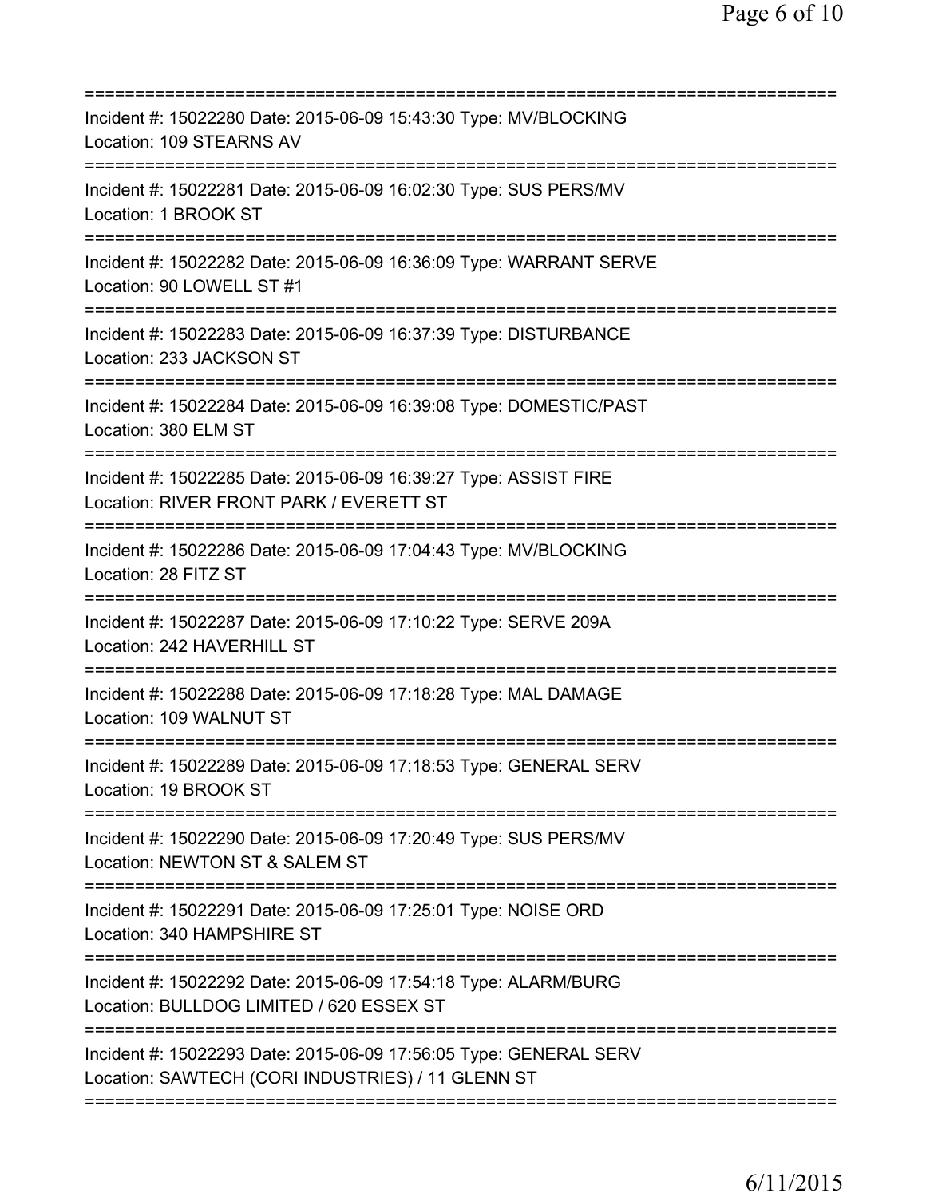==============================================================================
Incident #: 15022280 Date: 2015-06-09 15:43:30 Type: MV/BLOCKING
Location: 109 STEARNS AV
==============================================================================
Incident #: 15022281 Date: 2015-06-09 16:02:30 Type: SUS PERS/MV
Location: 1 BROOK ST
==============================================================================
Incident #: 15022282 Date: 2015-06-09 16:36:09 Type: WARRANT SERVE
Location: 90 LOWELL ST #1
==============================================================================
Incident #: 15022283 Date: 2015-06-09 16:37:39 Type: DISTURBANCE
Location: 233 JACKSON ST
==============================================================================
Incident #: 15022284 Date: 2015-06-09 16:39:08 Type: DOMESTIC/PAST
Location: 380 ELM ST
==============================================================================
Incident #: 15022285 Date: 2015-06-09 16:39:27 Type: ASSIST FIRE
Location: RIVER FRONT PARK / EVERETT ST
==============================================================================
Incident #: 15022286 Date: 2015-06-09 17:04:43 Type: MV/BLOCKING
Location: 28 FITZ ST
==============================================================================
Incident #: 15022287 Date: 2015-06-09 17:10:22 Type: SERVE 209A
Location: 242 HAVERHILL ST
==============================================================================
Incident #: 15022288 Date: 2015-06-09 17:18:28 Type: MAL DAMAGE
Location: 109 WALNUT ST
==============================================================================
Incident #: 15022289 Date: 2015-06-09 17:18:53 Type: GENERAL SERV
Location: 19 BROOK ST
==============================================================================
Incident #: 15022290 Date: 2015-06-09 17:20:49 Type: SUS PERS/MV
Location: NEWTON ST & SALEM ST
==============================================================================
Incident #: 15022291 Date: 2015-06-09 17:25:01 Type: NOISE ORD
Location: 340 HAMPSHIRE ST
==============================================================================
Incident #: 15022292 Date: 2015-06-09 17:54:18 Type: ALARM/BURG
Location: BULLDOG LIMITED / 620 ESSEX ST
==============================================================================
Incident #: 15022293 Date: 2015-06-09 17:56:05 Type: GENERAL SERV
Location: SAWTECH (CORI INDUSTRIES) / 11 GLENN ST
==============================================================================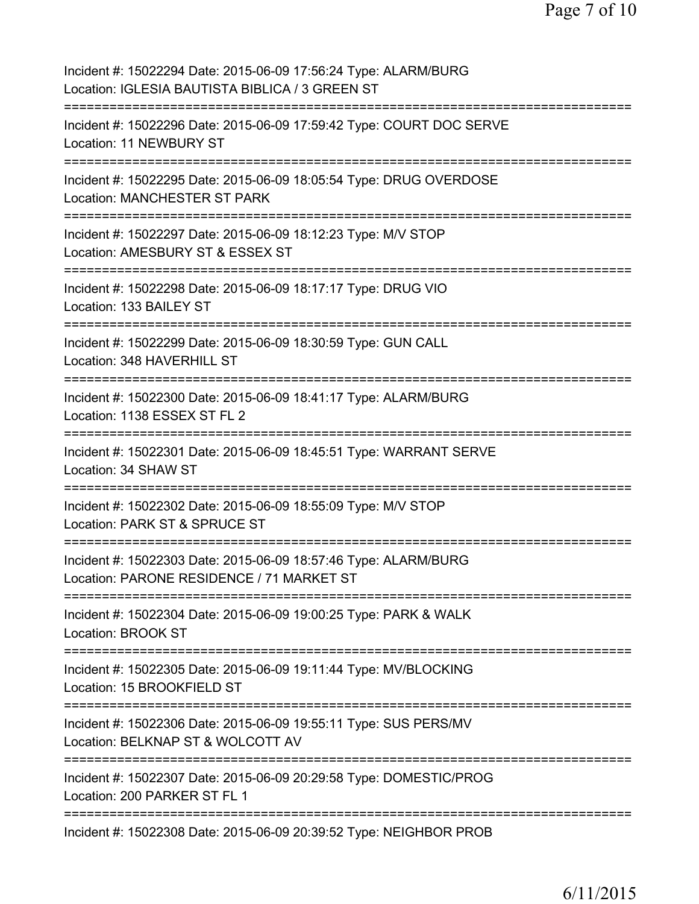Incident #: 15022294 Date: 2015-06-09 17:56:24 Type: ALARM/BURG
Location: IGLESIA BAUTISTA BIBLICA / 3 GREEN ST

===========================================================================

Incident #: 15022296 Date: 2015-06-09 17:59:42 Type: COURT DOC SERVE
Location: 11 NEWBURY ST

===========================================================================

Incident #: 15022295 Date: 2015-06-09 18:05:54 Type: DRUG OVERDOSE
Location: MANCHESTER ST PARK

===========================================================================

Incident #: 15022297 Date: 2015-06-09 18:12:23 Type: M/V STOP
Location: AMESBURY ST & ESSEX ST

===========================================================================

Incident #: 15022298 Date: 2015-06-09 18:17:17 Type: DRUG VIO
Location: 133 BAILEY ST

===========================================================================

Incident #: 15022299 Date: 2015-06-09 18:30:59 Type: GUN CALL
Location: 348 HAVERHILL ST

===========================================================================

Incident #: 15022300 Date: 2015-06-09 18:41:17 Type: ALARM/BURG
Location: 1138 ESSEX ST FL 2

===========================================================================

Incident #: 15022301 Date: 2015-06-09 18:45:51 Type: WARRANT SERVE
Location: 34 SHAW ST

===========================================================================

Incident #: 15022302 Date: 2015-06-09 18:55:09 Type: M/V STOP
Location: PARK ST & SPRUCE ST

===========================================================================

Incident #: 15022303 Date: 2015-06-09 18:57:46 Type: ALARM/BURG
Location: PARONE RESIDENCE / 71 MARKET ST

===========================================================================

Incident #: 15022304 Date: 2015-06-09 19:00:25 Type: PARK & WALK
Location: BROOK ST

===========================================================================

Incident #: 15022305 Date: 2015-06-09 19:11:44 Type: MV/BLOCKING
Location: 15 BROOKFIELD ST

===========================================================================

Incident #: 15022306 Date: 2015-06-09 19:55:11 Type: SUS PERS/MV
Location: BELKNAP ST & WOLCOTT AV

===========================================================================

Incident #: 15022307 Date: 2015-06-09 20:29:58 Type: DOMESTIC/PROG
Location: 200 PARKER ST FL 1

===========================================================================

Incident #: 15022308 Date: 2015-06-09 20:39:52 Type: NEIGHBOR PROB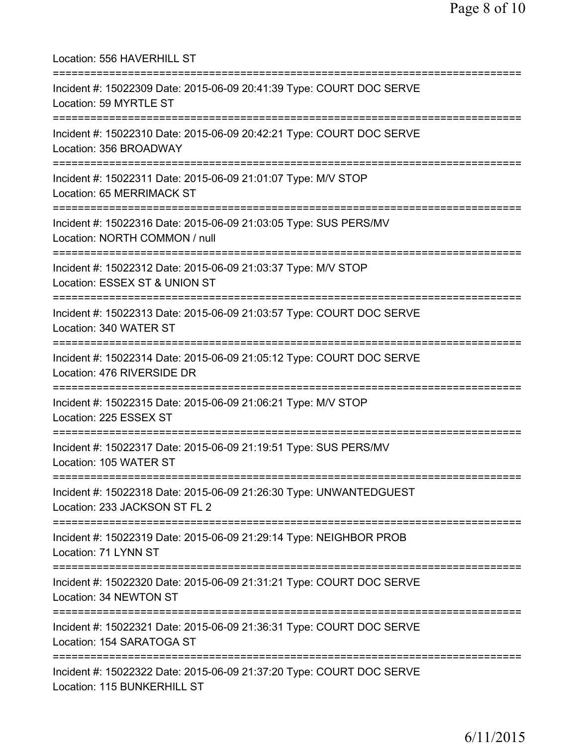Location: 556 HAVERHILL ST

===========================================================================

Incident #: 15022309 Date: 2015-06-09 20:41:39 Type: COURT DOC SERVE
Location: 59 MYRTLE ST

===========================================================================

Incident #: 15022310 Date: 2015-06-09 20:42:21 Type: COURT DOC SERVE
Location: 356 BROADWAY

===========================================================================

Incident #: 15022311 Date: 2015-06-09 21:01:07 Type: M/V STOP
Location: 65 MERRIMACK ST

===========================================================================

Incident #: 15022316 Date: 2015-06-09 21:03:05 Type: SUS PERS/MV
Location: NORTH COMMON / null

===========================================================================

Incident #: 15022312 Date: 2015-06-09 21:03:37 Type: M/V STOP
Location: ESSEX ST & UNION ST

===========================================================================

Incident #: 15022313 Date: 2015-06-09 21:03:57 Type: COURT DOC SERVE
Location: 340 WATER ST

===========================================================================

Incident #: 15022314 Date: 2015-06-09 21:05:12 Type: COURT DOC SERVE
Location: 476 RIVERSIDE DR

===========================================================================

Incident #: 15022315 Date: 2015-06-09 21:06:21 Type: M/V STOP
Location: 225 ESSEX ST

===========================================================================

Incident #: 15022317 Date: 2015-06-09 21:19:51 Type: SUS PERS/MV
Location: 105 WATER ST

===========================================================================

Incident #: 15022318 Date: 2015-06-09 21:26:30 Type: UNWANTEDGUEST
Location: 233 JACKSON ST FL 2

===========================================================================

Incident #: 15022319 Date: 2015-06-09 21:29:14 Type: NEIGHBOR PROB
Location: 71 LYNN ST

===========================================================================

Incident #: 15022320 Date: 2015-06-09 21:31:21 Type: COURT DOC SERVE
Location: 34 NEWTON ST

===========================================================================

Incident #: 15022321 Date: 2015-06-09 21:36:31 Type: COURT DOC SERVE
Location: 154 SARATOGA ST

===========================================================================

Incident #: 15022322 Date: 2015-06-09 21:37:20 Type: COURT DOC SERVE
Location: 115 BUNKERHILL ST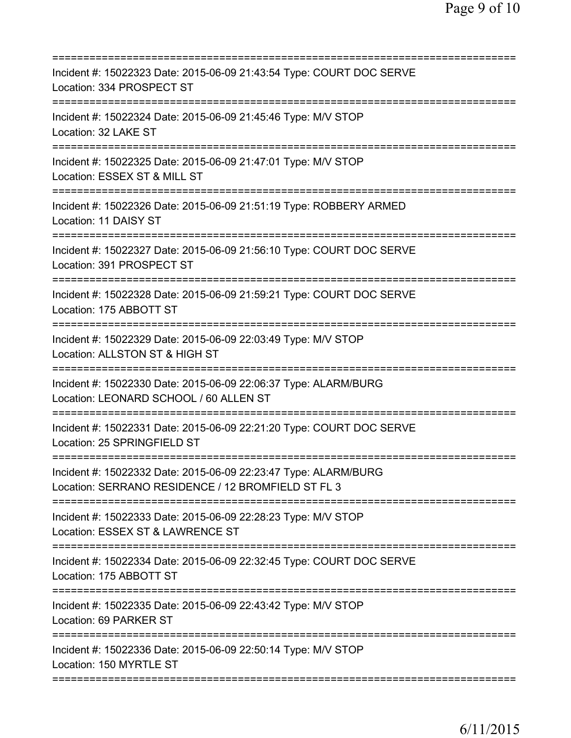===========================================================================
Incident #: 15022323 Date: 2015-06-09 21:43:54 Type: COURT DOC SERVE
Location: 334 PROSPECT ST
===========================================================================
Incident #: 15022324 Date: 2015-06-09 21:45:46 Type: M/V STOP
Location: 32 LAKE ST
===========================================================================
Incident #: 15022325 Date: 2015-06-09 21:47:01 Type: M/V STOP
Location: ESSEX ST & MILL ST
===========================================================================
Incident #: 15022326 Date: 2015-06-09 21:51:19 Type: ROBBERY ARMED
Location: 11 DAISY ST
===========================================================================
Incident #: 15022327 Date: 2015-06-09 21:56:10 Type: COURT DOC SERVE
Location: 391 PROSPECT ST
===========================================================================
Incident #: 15022328 Date: 2015-06-09 21:59:21 Type: COURT DOC SERVE
Location: 175 ABBOTT ST
===========================================================================
Incident #: 15022329 Date: 2015-06-09 22:03:49 Type: M/V STOP
Location: ALLSTON ST & HIGH ST
===========================================================================
Incident #: 15022330 Date: 2015-06-09 22:06:37 Type: ALARM/BURG
Location: LEONARD SCHOOL / 60 ALLEN ST
===========================================================================
Incident #: 15022331 Date: 2015-06-09 22:21:20 Type: COURT DOC SERVE
Location: 25 SPRINGFIELD ST
===========================================================================
Incident #: 15022332 Date: 2015-06-09 22:23:47 Type: ALARM/BURG
Location: SERRANO RESIDENCE / 12 BROMFIELD ST FL 3
===========================================================================
Incident #: 15022333 Date: 2015-06-09 22:28:23 Type: M/V STOP
Location: ESSEX ST & LAWRENCE ST
===========================================================================
Incident #: 15022334 Date: 2015-06-09 22:32:45 Type: COURT DOC SERVE
Location: 175 ABBOTT ST
===========================================================================
Incident #: 15022335 Date: 2015-06-09 22:43:42 Type: M/V STOP
Location: 69 PARKER ST
===========================================================================
Incident #: 15022336 Date: 2015-06-09 22:50:14 Type: M/V STOP
Location: 150 MYRTLE ST
===========================================================================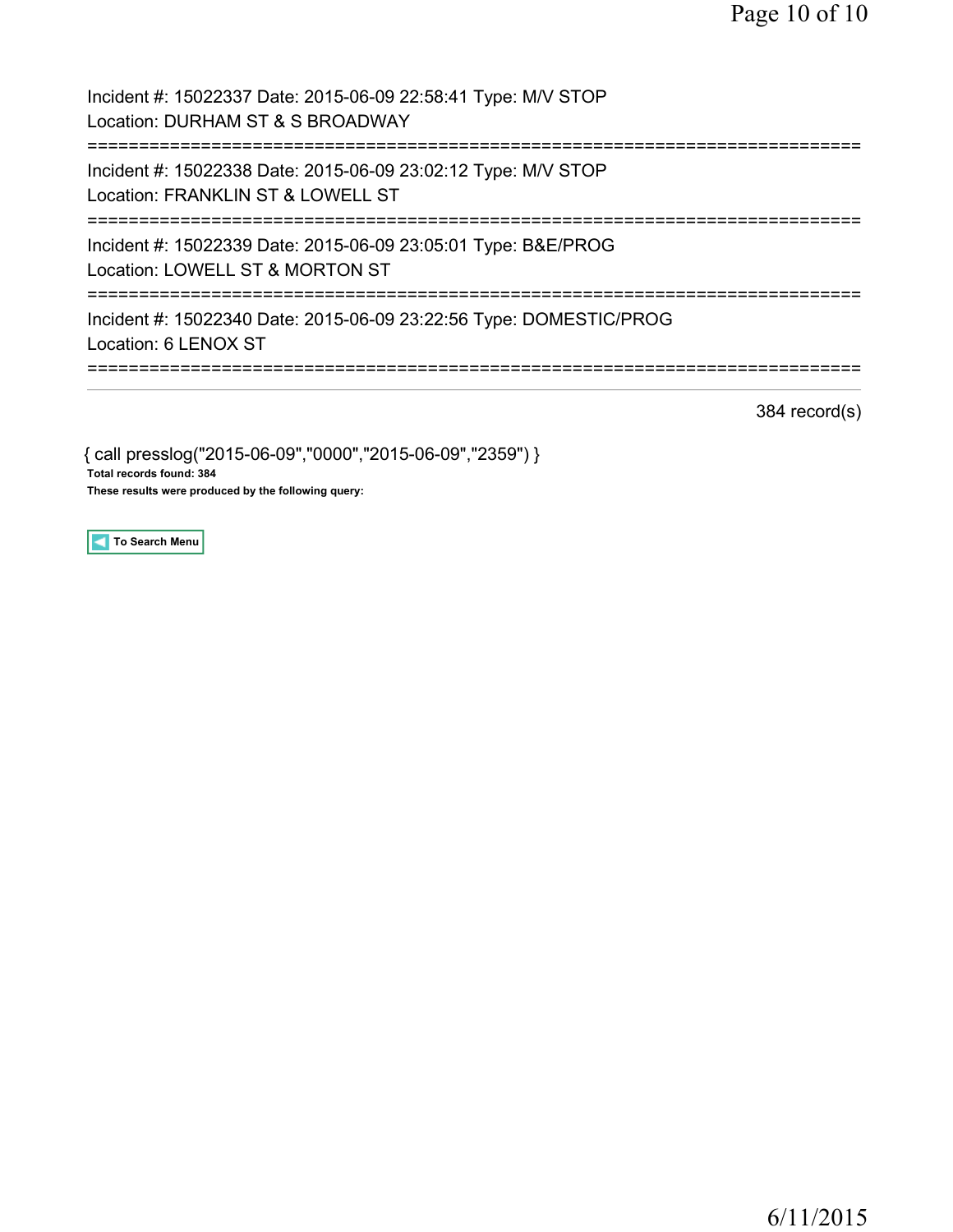Incident #: 15022337 Date: 2015-06-09 22:58:41 Type: M/V STOP
Location: DURHAM ST & S BROADWAY

===========================================================================

Incident #: 15022338 Date: 2015-06-09 23:02:12 Type: M/V STOP
Location: FRANKLIN ST & LOWELL ST

===========================================================================

Incident #: 15022339 Date: 2015-06-09 23:05:01 Type: B&E/PROG
Location: LOWELL ST & MORTON ST

===========================================================================

Incident #: 15022340 Date: 2015-06-09 23:22:56 Type: DOMESTIC/PROG
Location: 6 LENOX ST

===========================================================================

384 record(s)

{ call presslog("2015-06-09","0000","2015-06-09","2359") }

**Total records found: 384**

**These results were produced by the following query:**

**To Search Menu**